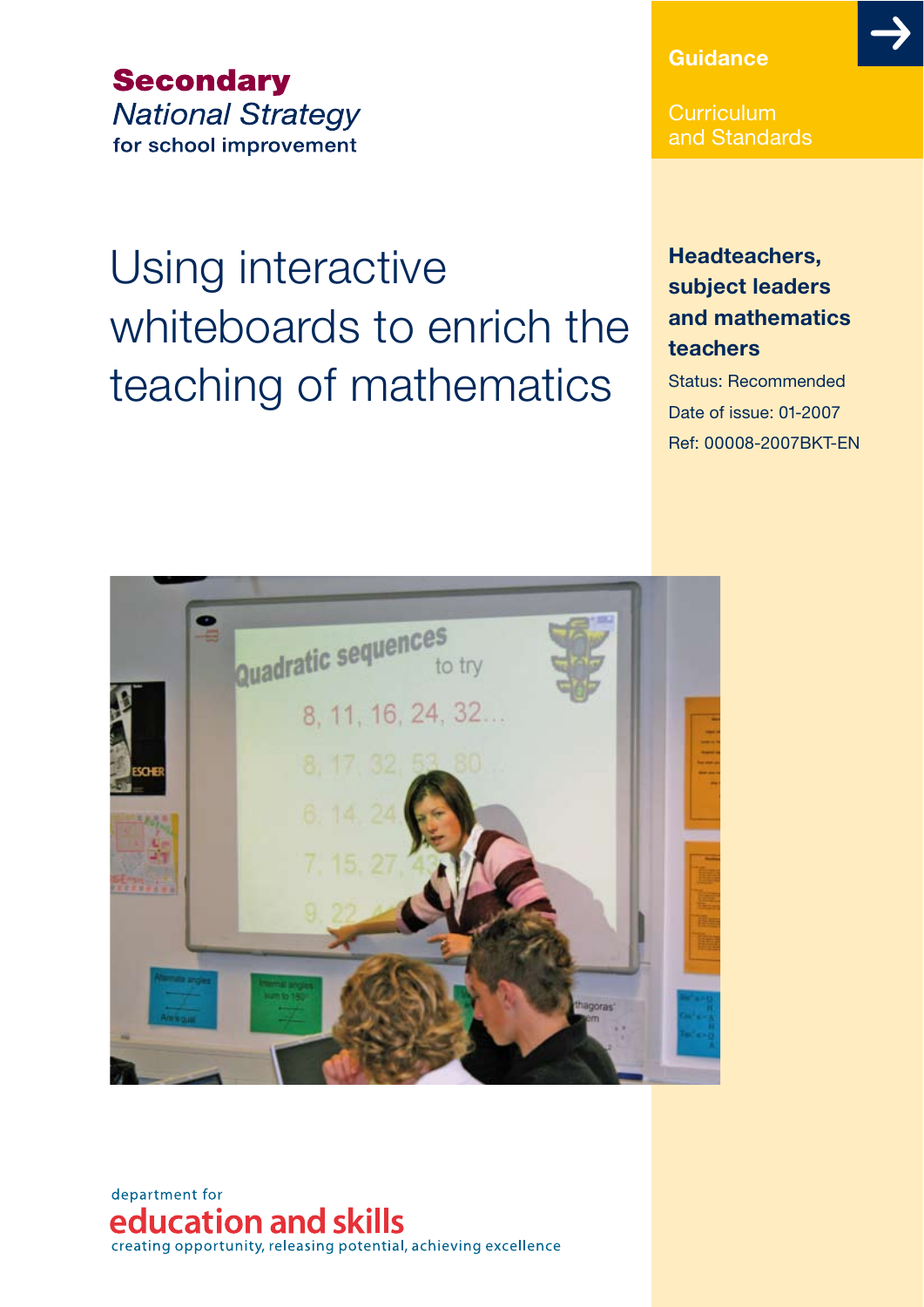**Secondary**
*National Strategy*
for school improvement

**Guidance**

Curriculum and Standards

# Using interactive whiteboards to enrich the teaching of mathematics

**Headteachers, subject leaders and mathematics teachers**

Status: Recommended

Date of issue: 01-2007

Ref: 00008-2007BKT-EN

department for
**education and skills**
creating opportunity, releasing potential, achieving excellence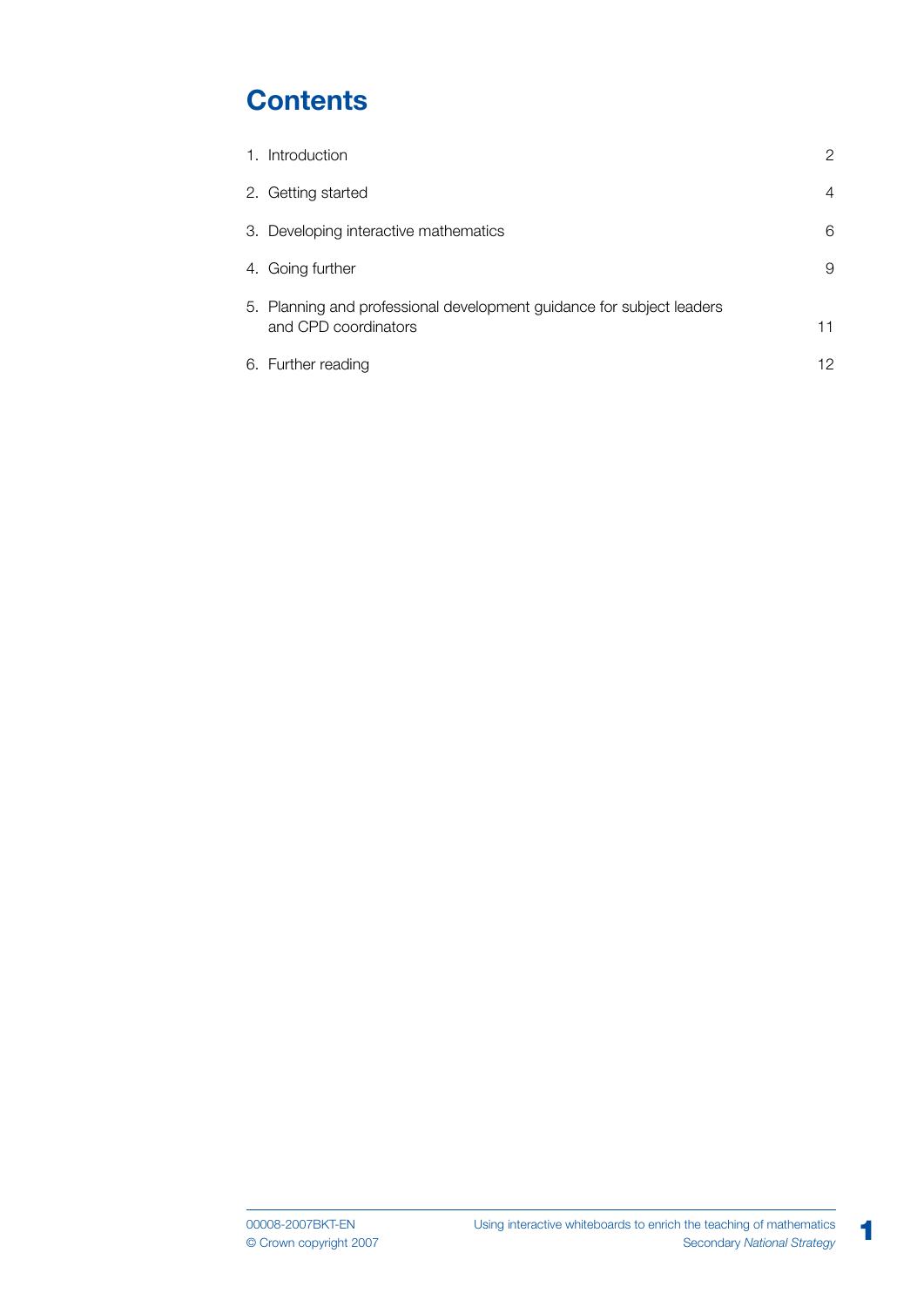# Contents

| | |
|---|---|
| 1. Introduction | 2 |
| 2. Getting started | 4 |
| 3. Developing interactive mathematics | 6 |
| 4. Going further | 9 |
| 5. Planning and professional development guidance for subject leaders and CPD coordinators | 11 |
| 6. Further reading | 12 |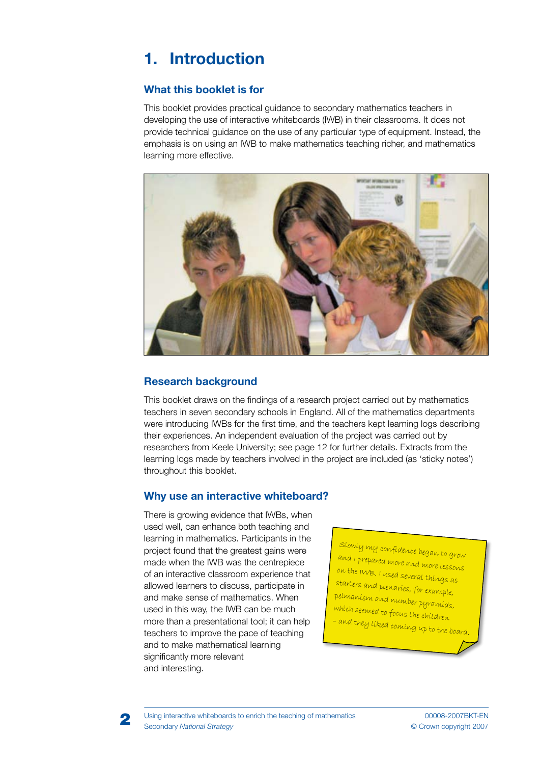# 1. Introduction

## What this booklet is for

This booklet provides practical guidance to secondary mathematics teachers in developing the use of interactive whiteboards (IWB) in their classrooms. It does not provide technical guidance on the use of any particular type of equipment. Instead, the emphasis is on using an IWB to make mathematics teaching richer, and mathematics learning more effective.

## Research background

This booklet draws on the findings of a research project carried out by mathematics teachers in seven secondary schools in England. All of the mathematics departments were introducing IWBs for the first time, and the teachers kept learning logs describing their experiences. An independent evaluation of the project was carried out by researchers from Keele University; see page 12 for further details. Extracts from the learning logs made by teachers involved in the project are included (as 'sticky notes') throughout this booklet.

## Why use an interactive whiteboard?

There is growing evidence that IWBs, when used well, can enhance both teaching and learning in mathematics. Participants in the project found that the greatest gains were made when the IWB was the centrepiece of an interactive classroom experience that allowed learners to discuss, participate in and make sense of mathematics. When used in this way, the IWB can be much more than a presentational tool; it can help teachers to improve the pace of teaching and to make mathematical learning significantly more relevant and interesting.

> Slowly my confidence began to grow and I prepared more and more lessons on the IWB. I used several things as starters and plenaries, for example, pelmanism and number pyramids, which seemed to focus the children – and they liked coming up to the board.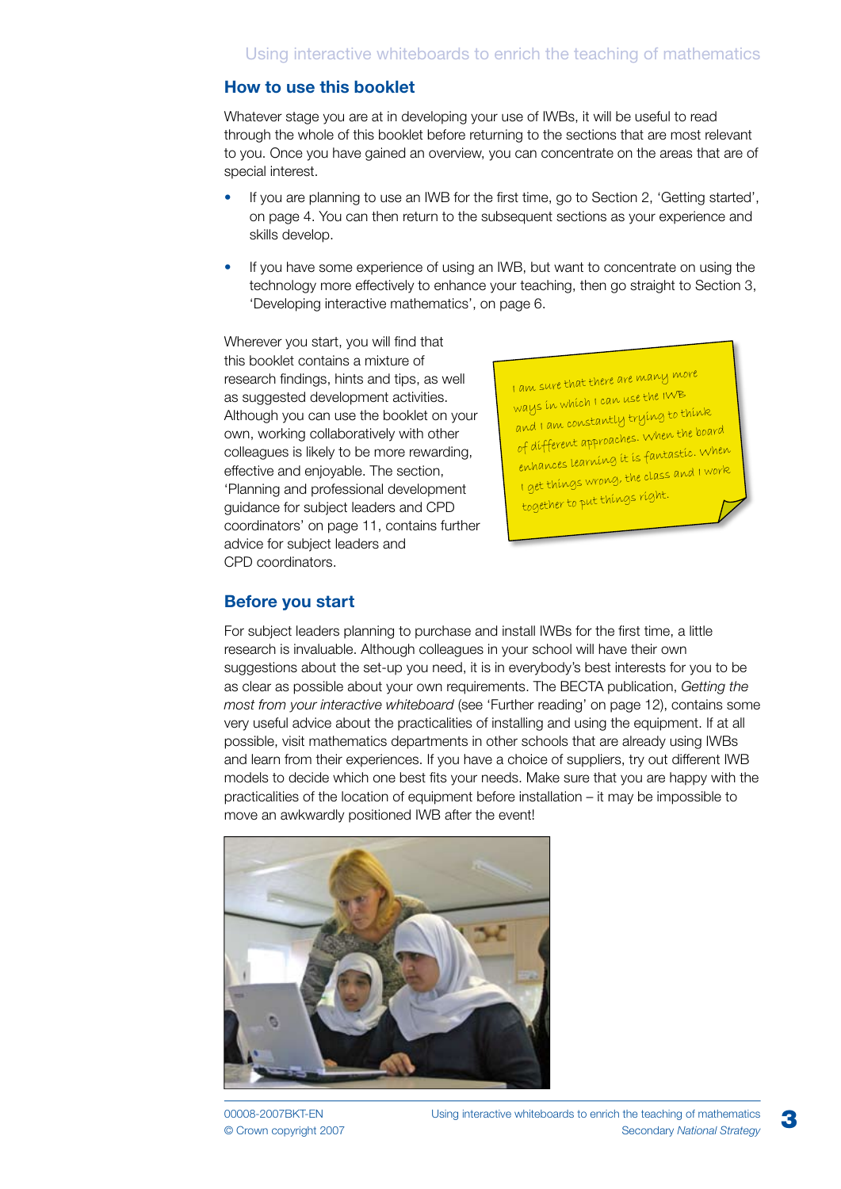## How to use this booklet

Whatever stage you are at in developing your use of IWBs, it will be useful to read through the whole of this booklet before returning to the sections that are most relevant to you. Once you have gained an overview, you can concentrate on the areas that are of special interest.

- If you are planning to use an IWB for the first time, go to Section 2, 'Getting started', on page 4. You can then return to the subsequent sections as your experience and skills develop.
- If you have some experience of using an IWB, but want to concentrate on using the technology more effectively to enhance your teaching, then go straight to Section 3, 'Developing interactive mathematics', on page 6.

Wherever you start, you will find that this booklet contains a mixture of research findings, hints and tips, as well as suggested development activities. Although you can use the booklet on your own, working collaboratively with other colleagues is likely to be more rewarding, effective and enjoyable. The section, 'Planning and professional development guidance for subject leaders and CPD coordinators' on page 11, contains further advice for subject leaders and CPD coordinators.

> I am sure that there are many more ways in which I can use the IWB and I am constantly trying to think of different approaches. When the board enhances learning it is fantastic. When I get things wrong, the class and I work together to put things right.

## Before you start

For subject leaders planning to purchase and install IWBs for the first time, a little research is invaluable. Although colleagues in your school will have their own suggestions about the set-up you need, it is in everybody's best interests for you to be as clear as possible about your own requirements. The BECTA publication, *Getting the most from your interactive whiteboard* (see 'Further reading' on page 12), contains some very useful advice about the practicalities of installing and using the equipment. If at all possible, visit mathematics departments in other schools that are already using IWBs and learn from their experiences. If you have a choice of suppliers, try out different IWB models to decide which one best fits your needs. Make sure that you are happy with the practicalities of the location of equipment before installation – it may be impossible to move an awkwardly positioned IWB after the event!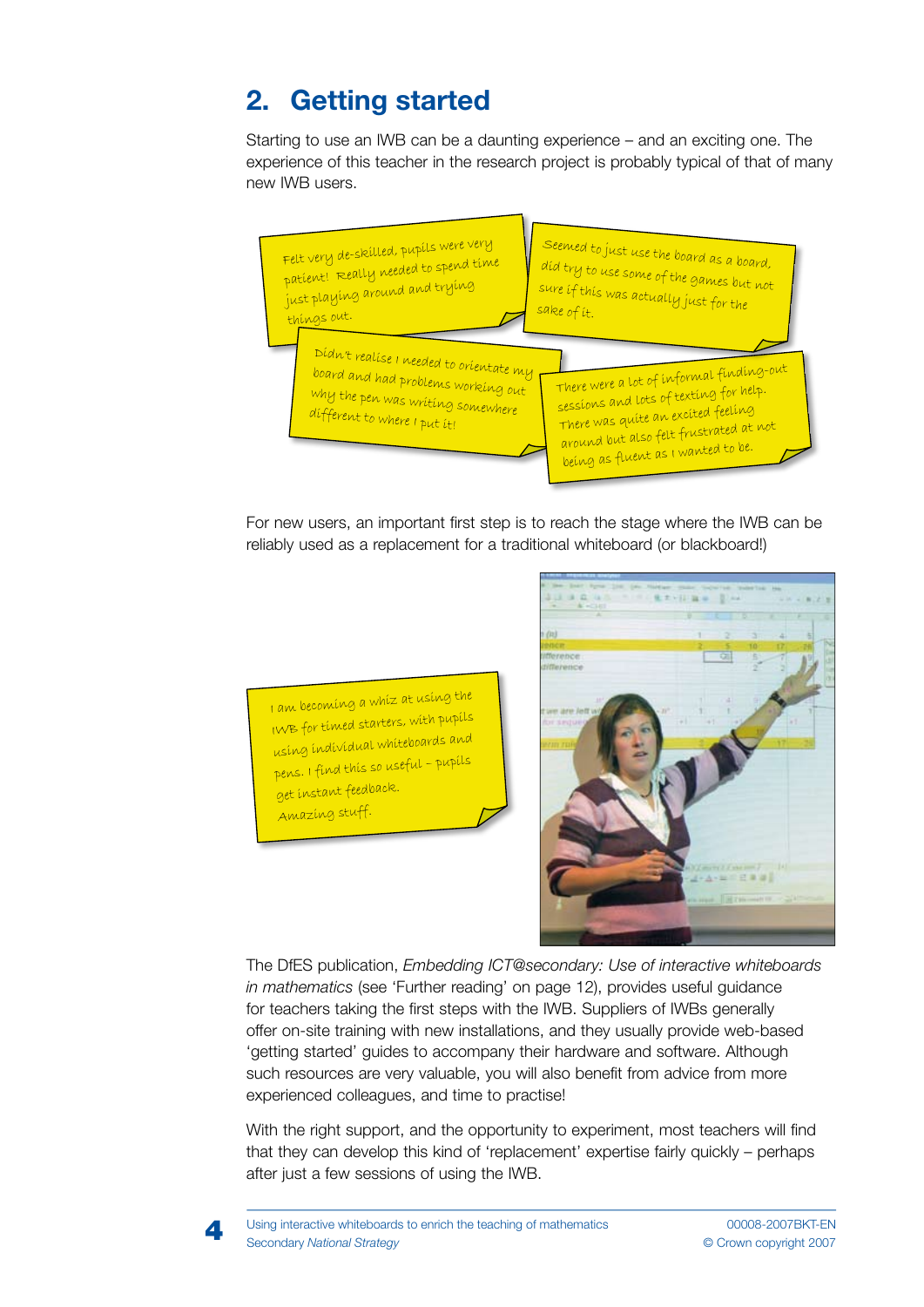## 2. Getting started

Starting to use an IWB can be a daunting experience – and an exciting one. The experience of this teacher in the research project is probably typical of that of many new IWB users.

> Felt very de-skilled, pupils were very patient! Really needed to spend time just playing around and trying things out.

> Seemed to just use the board as a board, did try to use some of the games but not sure if this was actually just for the sake of it.

> Didn't realise I needed to orientate my board and had problems working out why the pen was writing somewhere different to where I put it!

> There were a lot of informal finding-out sessions and lots of texting for help. There was quite an excited feeling around but also felt frustrated at not being as fluent as I wanted to be.

For new users, an important first step is to reach the stage where the IWB can be reliably used as a replacement for a traditional whiteboard (or blackboard!)

> I am becoming a whiz at using the IWB for timed starters, with pupils using individual whiteboards and pens. I find this so useful – pupils get instant feedback. Amazing stuff.

The DfES publication, *Embedding ICT@secondary: Use of interactive whiteboards in mathematics* (see 'Further reading' on page 12), provides useful guidance for teachers taking the first steps with the IWB. Suppliers of IWBs generally offer on-site training with new installations, and they usually provide web-based 'getting started' guides to accompany their hardware and software. Although such resources are very valuable, you will also benefit from advice from more experienced colleagues, and time to practise!

With the right support, and the opportunity to experiment, most teachers will find that they can develop this kind of 'replacement' expertise fairly quickly – perhaps after just a few sessions of using the IWB.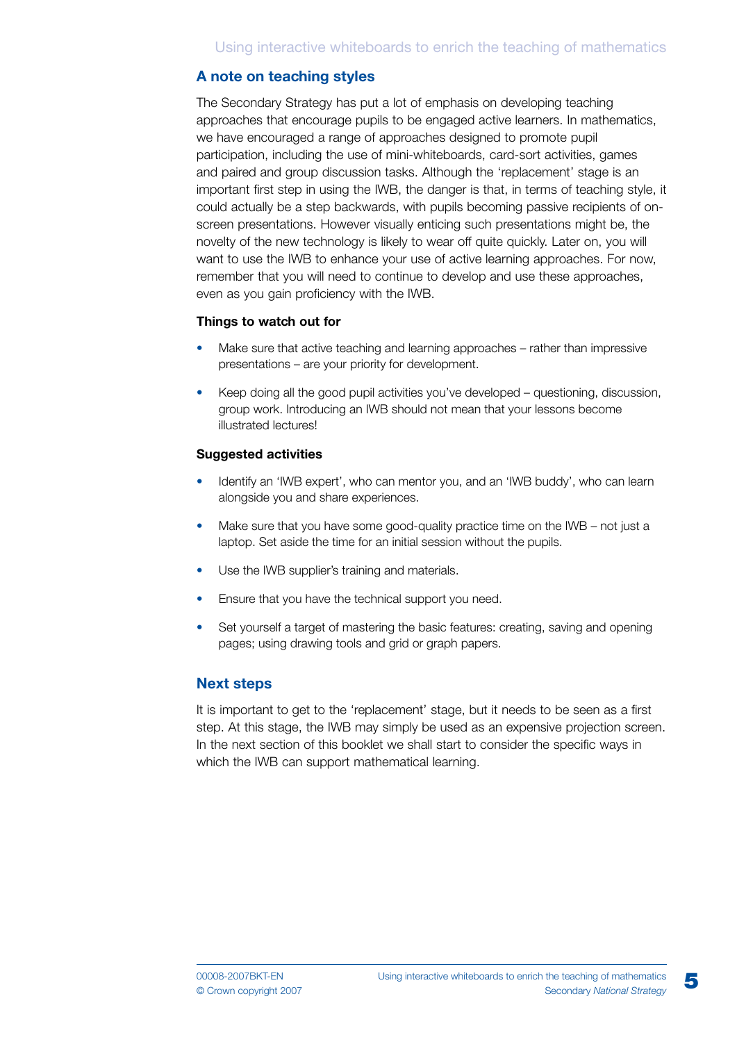## A note on teaching styles

The Secondary Strategy has put a lot of emphasis on developing teaching approaches that encourage pupils to be engaged active learners. In mathematics, we have encouraged a range of approaches designed to promote pupil participation, including the use of mini-whiteboards, card-sort activities, games and paired and group discussion tasks. Although the 'replacement' stage is an important first step in using the IWB, the danger is that, in terms of teaching style, it could actually be a step backwards, with pupils becoming passive recipients of on-screen presentations. However visually enticing such presentations might be, the novelty of the new technology is likely to wear off quite quickly. Later on, you will want to use the IWB to enhance your use of active learning approaches. For now, remember that you will need to continue to develop and use these approaches, even as you gain proficiency with the IWB.

**Things to watch out for**

- Make sure that active teaching and learning approaches – rather than impressive presentations – are your priority for development.
- Keep doing all the good pupil activities you've developed – questioning, discussion, group work. Introducing an IWB should not mean that your lessons become illustrated lectures!

**Suggested activities**

- Identify an 'IWB expert', who can mentor you, and an 'IWB buddy', who can learn alongside you and share experiences.
- Make sure that you have some good-quality practice time on the IWB – not just a laptop. Set aside the time for an initial session without the pupils.
- Use the IWB supplier's training and materials.
- Ensure that you have the technical support you need.
- Set yourself a target of mastering the basic features: creating, saving and opening pages; using drawing tools and grid or graph papers.

## Next steps

It is important to get to the 'replacement' stage, but it needs to be seen as a first step. At this stage, the IWB may simply be used as an expensive projection screen. In the next section of this booklet we shall start to consider the specific ways in which the IWB can support mathematical learning.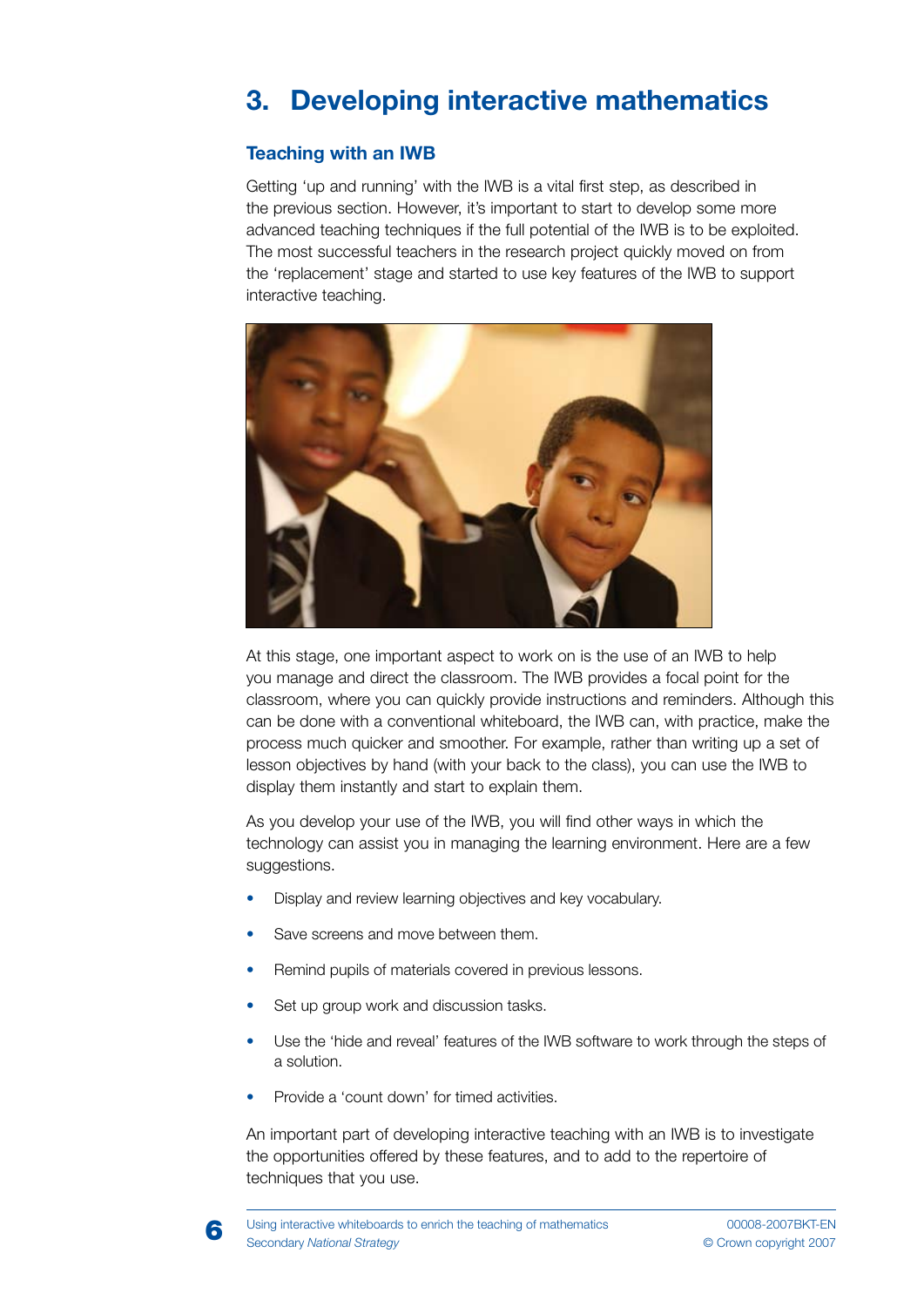# 3. Developing interactive mathematics

## Teaching with an IWB

Getting 'up and running' with the IWB is a vital first step, as described in the previous section. However, it's important to start to develop some more advanced teaching techniques if the full potential of the IWB is to be exploited. The most successful teachers in the research project quickly moved on from the 'replacement' stage and started to use key features of the IWB to support interactive teaching.

At this stage, one important aspect to work on is the use of an IWB to help you manage and direct the classroom. The IWB provides a focal point for the classroom, where you can quickly provide instructions and reminders. Although this can be done with a conventional whiteboard, the IWB can, with practice, make the process much quicker and smoother. For example, rather than writing up a set of lesson objectives by hand (with your back to the class), you can use the IWB to display them instantly and start to explain them.

As you develop your use of the IWB, you will find other ways in which the technology can assist you in managing the learning environment. Here are a few suggestions.

- Display and review learning objectives and key vocabulary.
- Save screens and move between them.
- Remind pupils of materials covered in previous lessons.
- Set up group work and discussion tasks.
- Use the 'hide and reveal' features of the IWB software to work through the steps of a solution.
- Provide a 'count down' for timed activities.

An important part of developing interactive teaching with an IWB is to investigate the opportunities offered by these features, and to add to the repertoire of techniques that you use.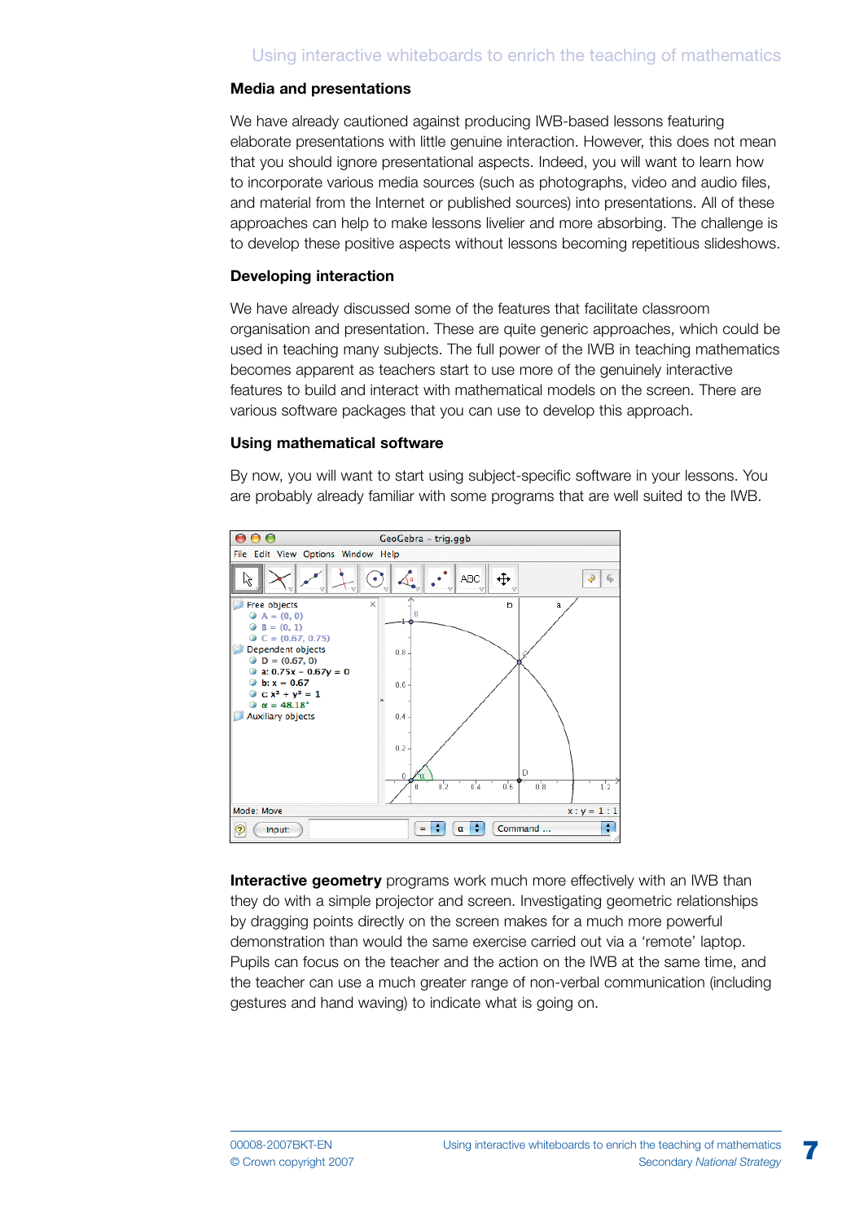## Media and presentations

We have already cautioned against producing IWB-based lessons featuring elaborate presentations with little genuine interaction. However, this does not mean that you should ignore presentational aspects. Indeed, you will want to learn how to incorporate various media sources (such as photographs, video and audio files, and material from the Internet or published sources) into presentations. All of these approaches can help to make lessons livelier and more absorbing. The challenge is to develop these positive aspects without lessons becoming repetitious slideshows.

## Developing interaction

We have already discussed some of the features that facilitate classroom organisation and presentation. These are quite generic approaches, which could be used in teaching many subjects. The full power of the IWB in teaching mathematics becomes apparent as teachers start to use more of the genuinely interactive features to build and interact with mathematical models on the screen. There are various software packages that you can use to develop this approach.

## Using mathematical software

By now, you will want to start using subject-specific software in your lessons. You are probably already familiar with some programs that are well suited to the IWB.

**Interactive geometry** programs work much more effectively with an IWB than they do with a simple projector and screen. Investigating geometric relationships by dragging points directly on the screen makes for a much more powerful demonstration than would the same exercise carried out via a 'remote' laptop. Pupils can focus on the teacher and the action on the IWB at the same time, and the teacher can use a much greater range of non-verbal communication (including gestures and hand waving) to indicate what is going on.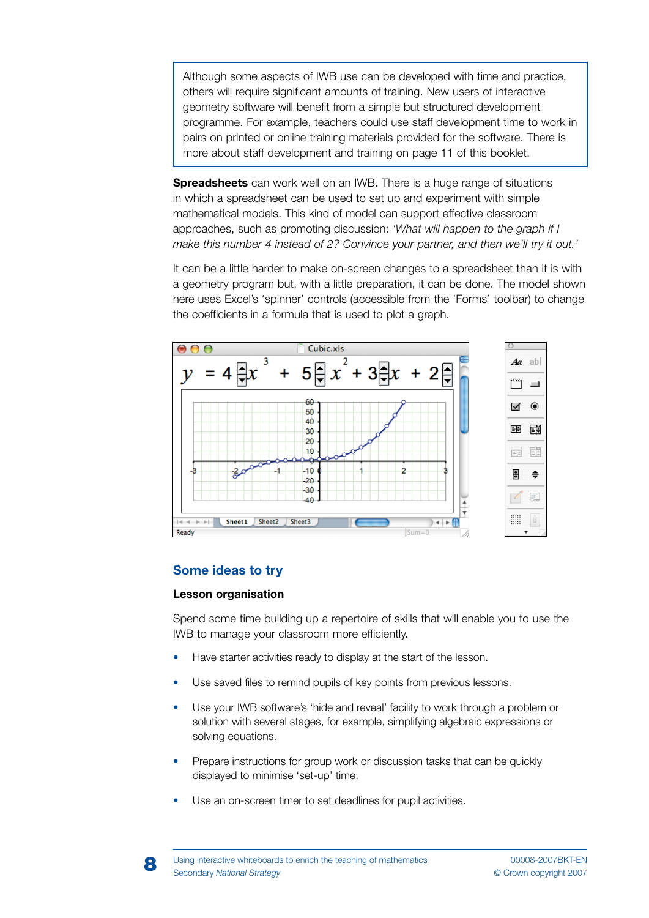Although some aspects of IWB use can be developed with time and practice, others will require significant amounts of training. New users of interactive geometry software will benefit from a simple but structured development programme. For example, teachers could use staff development time to work in pairs on printed or online training materials provided for the software. There is more about staff development and training on page 11 of this booklet.

**Spreadsheets** can work well on an IWB. There is a huge range of situations in which a spreadsheet can be used to set up and experiment with simple mathematical models. This kind of model can support effective classroom approaches, such as promoting discussion: *'What will happen to the graph if I make this number 4 instead of 2? Convince your partner, and then we'll try it out.'*

It can be a little harder to make on-screen changes to a spreadsheet than it is with a geometry program but, with a little preparation, it can be done. The model shown here uses Excel's 'spinner' controls (accessible from the 'Forms' toolbar) to change the coefficients in a formula that is used to plot a graph.

## Some ideas to try

### Lesson organisation

Spend some time building up a repertoire of skills that will enable you to use the IWB to manage your classroom more efficiently.

- Have starter activities ready to display at the start of the lesson.
- Use saved files to remind pupils of key points from previous lessons.
- Use your IWB software's 'hide and reveal' facility to work through a problem or solution with several stages, for example, simplifying algebraic expressions or solving equations.
- Prepare instructions for group work or discussion tasks that can be quickly displayed to minimise 'set-up' time.
- Use an on-screen timer to set deadlines for pupil activities.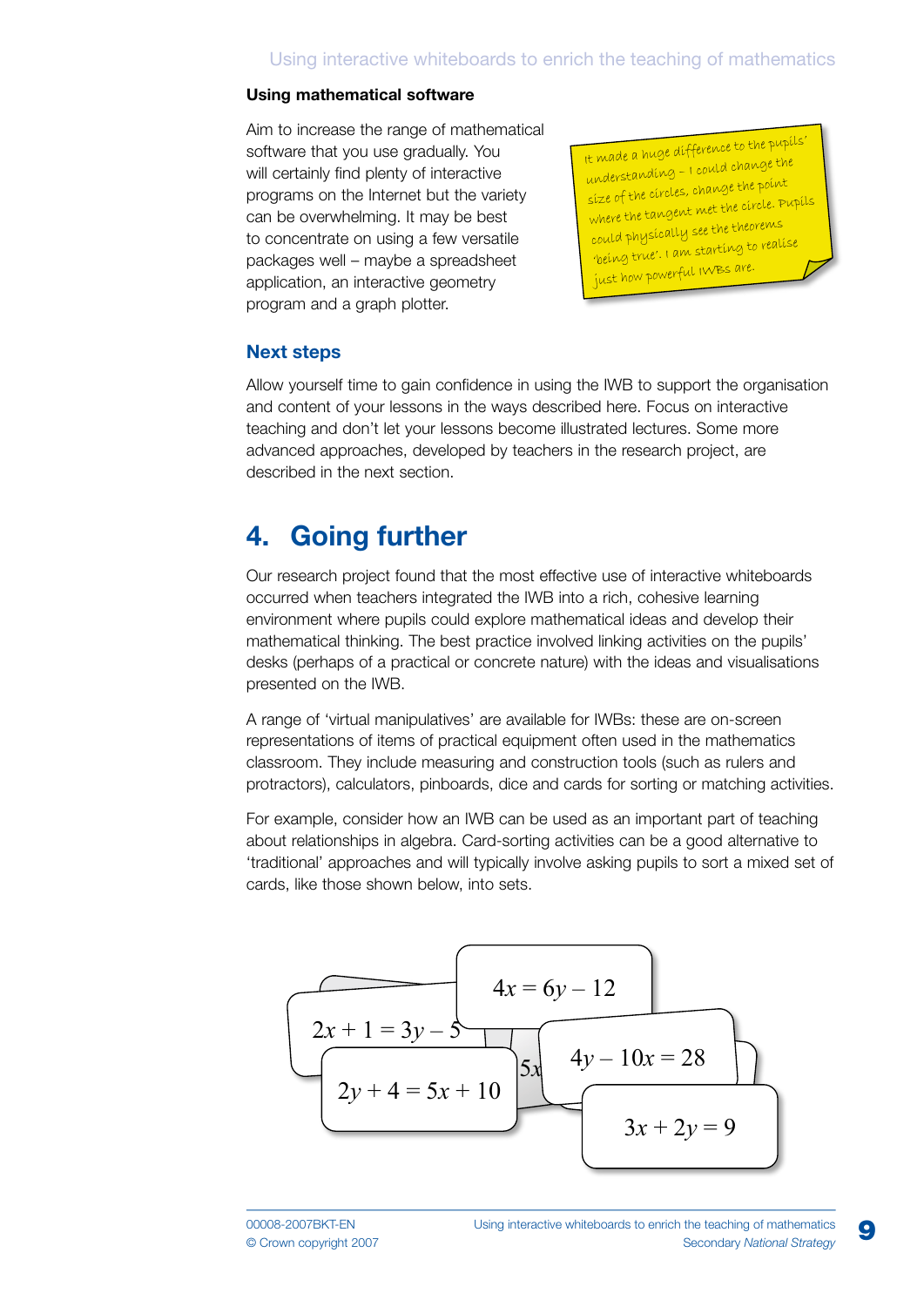### Using mathematical software

Aim to increase the range of mathematical software that you use gradually. You will certainly find plenty of interactive programs on the Internet but the variety can be overwhelming. It may be best to concentrate on using a few versatile packages well – maybe a spreadsheet application, an interactive geometry program and a graph plotter.

> It made a huge difference to the pupils' understanding – I could change the size of the circles, change the point where the tangent met the circle. Pupils could physically see the theorems 'being true'. I am starting to realise just how powerful IWBs are.

## Next steps

Allow yourself time to gain confidence in using the IWB to support the organisation and content of your lessons in the ways described here. Focus on interactive teaching and don't let your lessons become illustrated lectures. Some more advanced approaches, developed by teachers in the research project, are described in the next section.

# 4. Going further

Our research project found that the most effective use of interactive whiteboards occurred when teachers integrated the IWB into a rich, cohesive learning environment where pupils could explore mathematical ideas and develop their mathematical thinking. The best practice involved linking activities on the pupils' desks (perhaps of a practical or concrete nature) with the ideas and visualisations presented on the IWB.

A range of 'virtual manipulatives' are available for IWBs: these are on-screen representations of items of practical equipment often used in the mathematics classroom. They include measuring and construction tools (such as rulers and protractors), calculators, pinboards, dice and cards for sorting or matching activities.

For example, consider how an IWB can be used as an important part of teaching about relationships in algebra. Card-sorting activities can be a good alternative to 'traditional' approaches and will typically involve asking pupils to sort a mixed set of cards, like those shown below, into sets.

$4x = 6y - 12$

$2x + 1 = 3y - 5$

$4y - 10x = 28$

$2y + 4 = 5x + 10$

$3x + 2y = 9$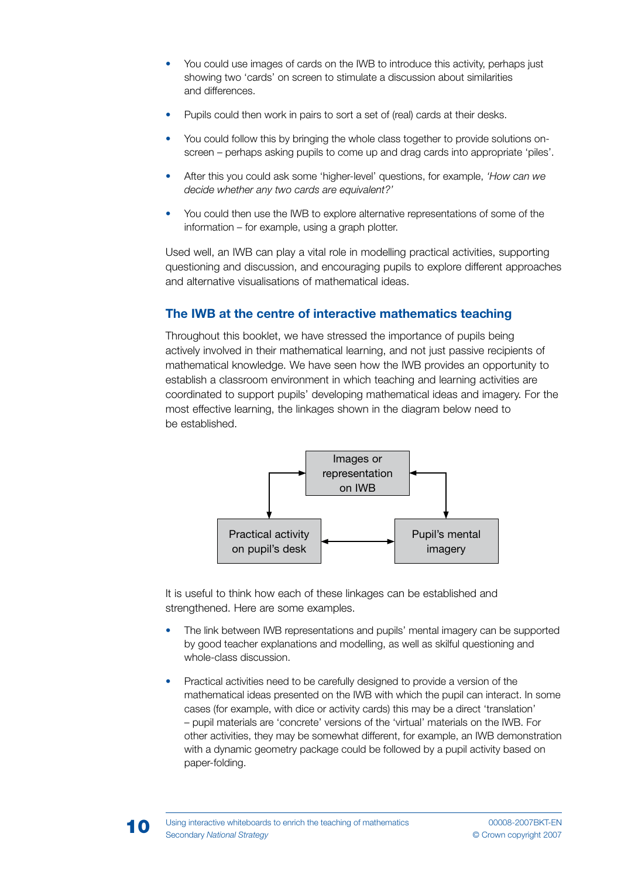- You could use images of cards on the IWB to introduce this activity, perhaps just showing two 'cards' on screen to stimulate a discussion about similarities and differences.
- Pupils could then work in pairs to sort a set of (real) cards at their desks.
- You could follow this by bringing the whole class together to provide solutions on-screen – perhaps asking pupils to come up and drag cards into appropriate 'piles'.
- After this you could ask some 'higher-level' questions, for example, *'How can we decide whether any two cards are equivalent?'*
- You could then use the IWB to explore alternative representations of some of the information – for example, using a graph plotter.

Used well, an IWB can play a vital role in modelling practical activities, supporting questioning and discussion, and encouraging pupils to explore different approaches and alternative visualisations of mathematical ideas.

## The IWB at the centre of interactive mathematics teaching

Throughout this booklet, we have stressed the importance of pupils being actively involved in their mathematical learning, and not just passive recipients of mathematical knowledge. We have seen how the IWB provides an opportunity to establish a classroom environment in which teaching and learning activities are coordinated to support pupils' developing mathematical ideas and imagery. For the most effective learning, the linkages shown in the diagram below need to be established.

Images or representation on IWB

Practical activity on pupil's desk

Pupil's mental imagery

It is useful to think how each of these linkages can be established and strengthened. Here are some examples.

- The link between IWB representations and pupils' mental imagery can be supported by good teacher explanations and modelling, as well as skilful questioning and whole-class discussion.
- Practical activities need to be carefully designed to provide a version of the mathematical ideas presented on the IWB with which the pupil can interact. In some cases (for example, with dice or activity cards) this may be a direct 'translation' – pupil materials are 'concrete' versions of the 'virtual' materials on the IWB. For other activities, they may be somewhat different, for example, an IWB demonstration with a dynamic geometry package could be followed by a pupil activity based on paper-folding.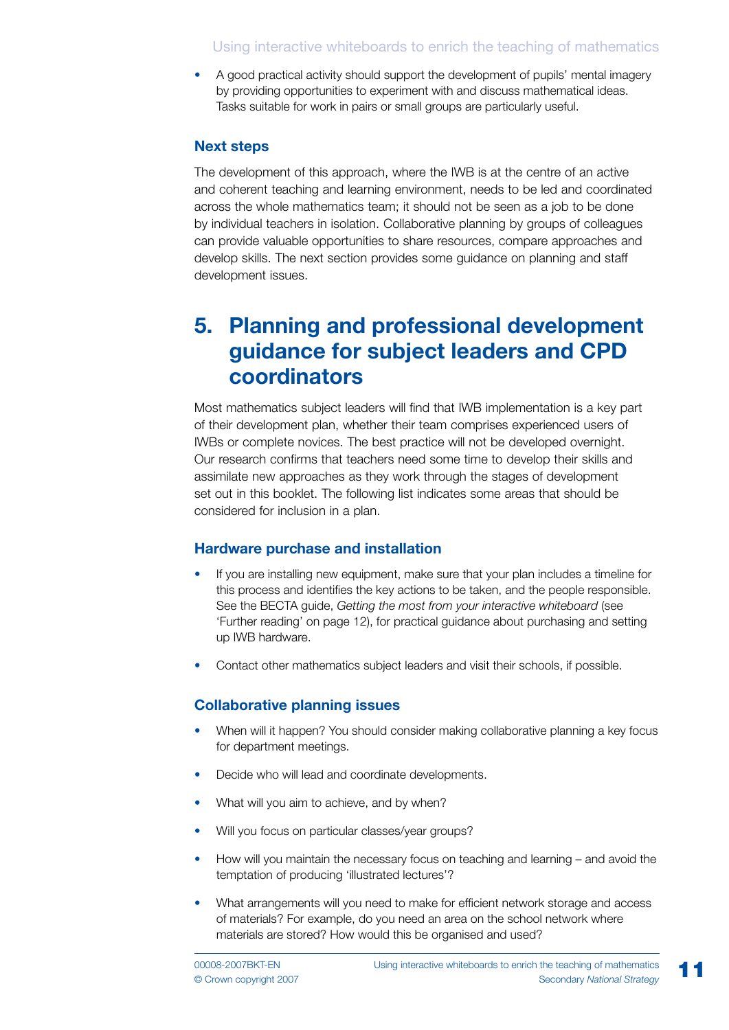- A good practical activity should support the development of pupils' mental imagery by providing opportunities to experiment with and discuss mathematical ideas. Tasks suitable for work in pairs or small groups are particularly useful.

### Next steps

The development of this approach, where the IWB is at the centre of an active and coherent teaching and learning environment, needs to be led and coordinated across the whole mathematics team; it should not be seen as a job to be done by individual teachers in isolation. Collaborative planning by groups of colleagues can provide valuable opportunities to share resources, compare approaches and develop skills. The next section provides some guidance on planning and staff development issues.

## 5. Planning and professional development guidance for subject leaders and CPD coordinators

Most mathematics subject leaders will find that IWB implementation is a key part of their development plan, whether their team comprises experienced users of IWBs or complete novices. The best practice will not be developed overnight. Our research confirms that teachers need some time to develop their skills and assimilate new approaches as they work through the stages of development set out in this booklet. The following list indicates some areas that should be considered for inclusion in a plan.

### Hardware purchase and installation

- If you are installing new equipment, make sure that your plan includes a timeline for this process and identifies the key actions to be taken, and the people responsible. See the BECTA guide, *Getting the most from your interactive whiteboard* (see 'Further reading' on page 12), for practical guidance about purchasing and setting up IWB hardware.
- Contact other mathematics subject leaders and visit their schools, if possible.

### Collaborative planning issues

- When will it happen? You should consider making collaborative planning a key focus for department meetings.
- Decide who will lead and coordinate developments.
- What will you aim to achieve, and by when?
- Will you focus on particular classes/year groups?
- How will you maintain the necessary focus on teaching and learning – and avoid the temptation of producing 'illustrated lectures'?
- What arrangements will you need to make for efficient network storage and access of materials? For example, do you need an area on the school network where materials are stored? How would this be organised and used?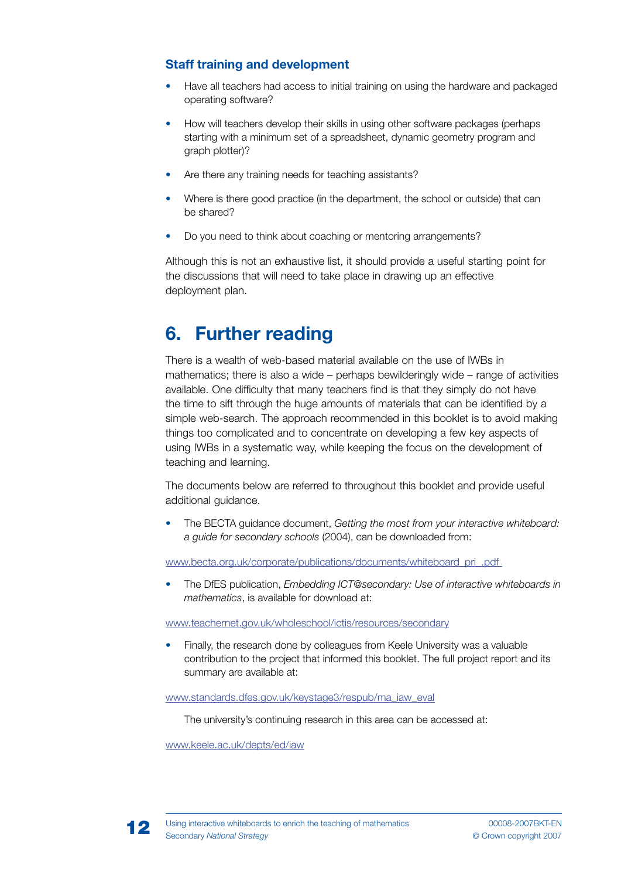### Staff training and development

- Have all teachers had access to initial training on using the hardware and packaged operating software?
- How will teachers develop their skills in using other software packages (perhaps starting with a minimum set of a spreadsheet, dynamic geometry program and graph plotter)?
- Are there any training needs for teaching assistants?
- Where is there good practice (in the department, the school or outside) that can be shared?
- Do you need to think about coaching or mentoring arrangements?

Although this is not an exhaustive list, it should provide a useful starting point for the discussions that will need to take place in drawing up an effective deployment plan.

## 6. Further reading

There is a wealth of web-based material available on the use of IWBs in mathematics; there is also a wide – perhaps bewilderingly wide – range of activities available. One difficulty that many teachers find is that they simply do not have the time to sift through the huge amounts of materials that can be identified by a simple web-search. The approach recommended in this booklet is to avoid making things too complicated and to concentrate on developing a few key aspects of using IWBs in a systematic way, while keeping the focus on the development of teaching and learning.

The documents below are referred to throughout this booklet and provide useful additional guidance.

- The BECTA guidance document, *Getting the most from your interactive whiteboard: a guide for secondary schools* (2004), can be downloaded from:

www.becta.org.uk/corporate/publications/documents/whiteboard_pri_.pdf

- The DfES publication, *Embedding ICT@secondary: Use of interactive whiteboards in mathematics*, is available for download at:

www.teachernet.gov.uk/wholeschool/ictis/resources/secondary

- Finally, the research done by colleagues from Keele University was a valuable contribution to the project that informed this booklet. The full project report and its summary are available at:

www.standards.dfes.gov.uk/keystage3/respub/ma_iaw_eval

The university's continuing research in this area can be accessed at:

www.keele.ac.uk/depts/ed/iaw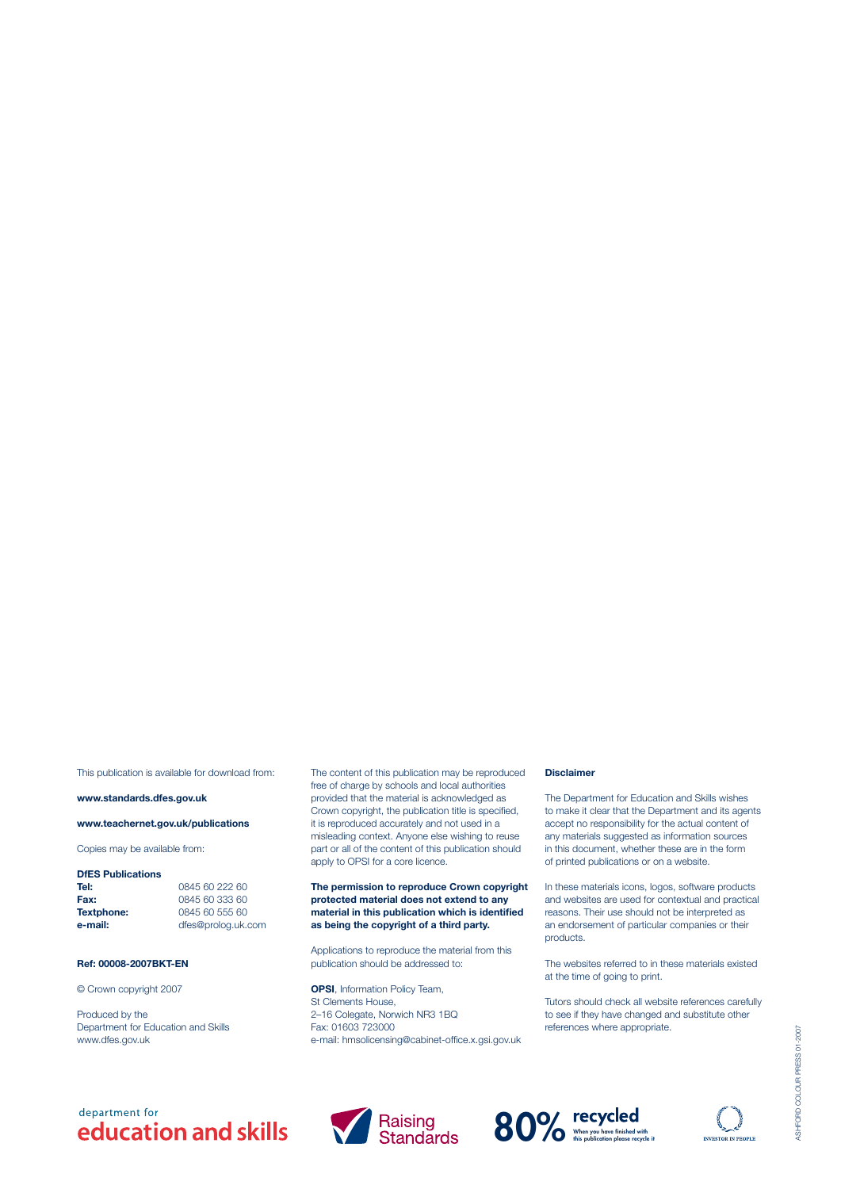This publication is available for download from:

**www.standards.dfes.gov.uk**

**www.teachernet.gov.uk/publications**

Copies may be available from:

**DfES Publications**

| | |
|---|---|
| **Tel:** | 0845 60 222 60 |
| **Fax:** | 0845 60 333 60 |
| **Textphone:** | 0845 60 555 60 |
| **e-mail:** | dfes@prolog.uk.com |

**Ref: 00008-2007BKT-EN**

© Crown copyright 2007

Produced by the
Department for Education and Skills
www.dfes.gov.uk

The content of this publication may be reproduced free of charge by schools and local authorities provided that the material is acknowledged as Crown copyright, the publication title is specified, it is reproduced accurately and not used in a misleading context. Anyone else wishing to reuse part or all of the content of this publication should apply to OPSI for a core licence.

**The permission to reproduce Crown copyright protected material does not extend to any material in this publication which is identified as being the copyright of a third party.**

Applications to reproduce the material from this publication should be addressed to:

**OPSI**, Information Policy Team,
St Clements House,
2–16 Colegate, Norwich NR3 1BQ
Fax: 01603 723000
e-mail: hmsolicensing@cabinet-office.x.gsi.gov.uk

**Disclaimer**

The Department for Education and Skills wishes to make it clear that the Department and its agents accept no responsibility for the actual content of any materials suggested as information sources in this document, whether these are in the form of printed publications or on a website.

In these materials icons, logos, software products and websites are used for contextual and practical reasons. Their use should not be interpreted as an endorsement of particular companies or their products.

The websites referred to in these materials existed at the time of going to print.

Tutors should check all website references carefully to see if they have changed and substitute other references where appropriate.

department for
**education and skills**

Raising Standards

**80% recycled**
When you have finished with this publication please recycle it

INVESTOR IN PEOPLE

ASHFORD COLOUR PRESS 01-2007